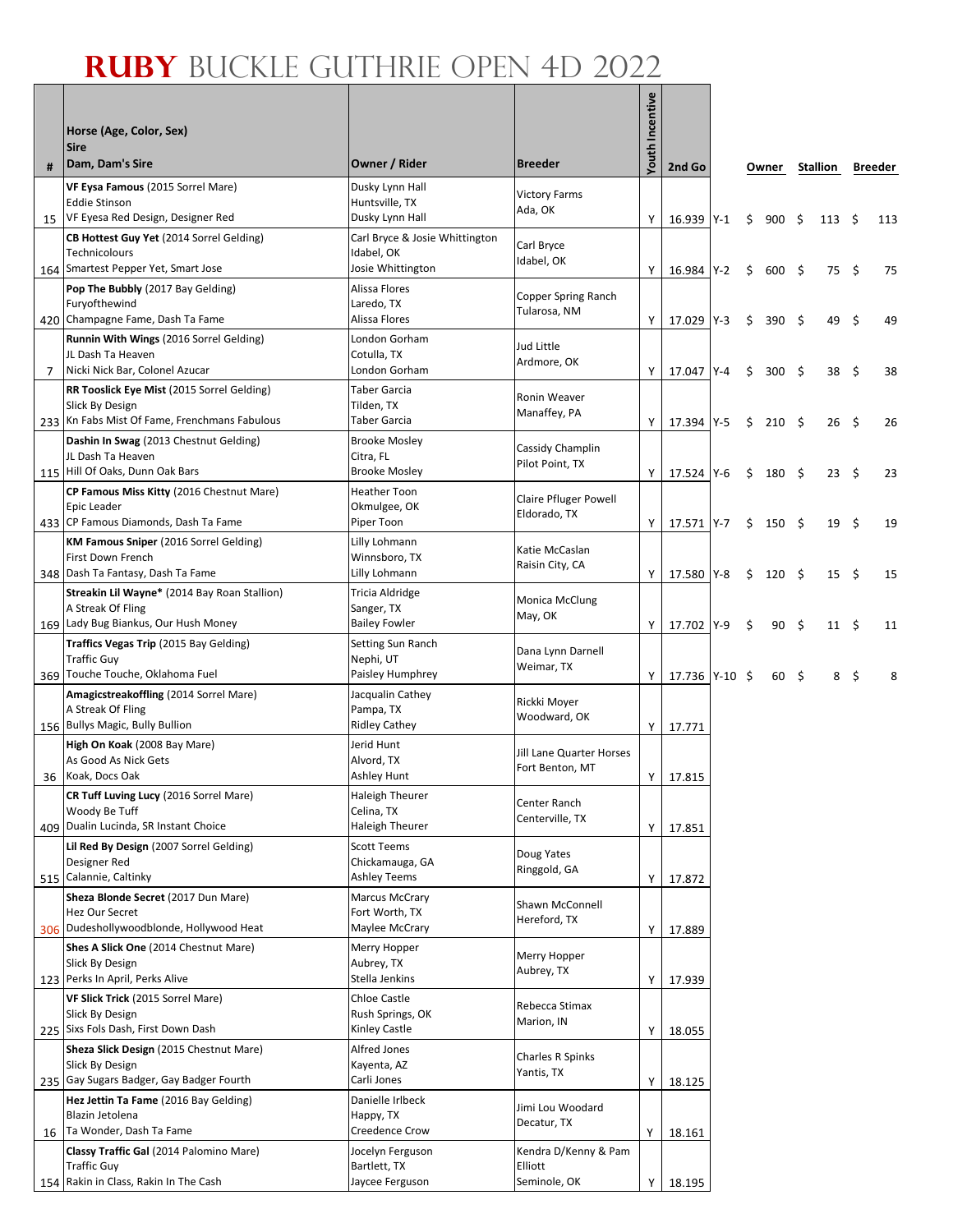# RUBY BUCKLE GUTHRIE OPEN 4D 2022

| # | Horse (Age, Color, Sex)<br>Sire<br>Dam, Dam's Sire | Owner / Rider | Breeder | Youth Incentive | 2nd Go | | Owner | Stallion | Breeder |
|---|---|---|---|---|---|---|---|---|---|
| 15 | **VF Eysa Famous** (2015 Sorrel Mare)<br>Eddie Stinson<br>VF Eyesa Red Design, Designer Red | Dusky Lynn Hall<br>Huntsville, TX<br>Dusky Lynn Hall | Victory Farms<br>Ada, OK | Y | 16.939 | Y-1 | $ 900 | $ 113 | $ 113 |
| 164 | **CB Hottest Guy Yet** (2014 Sorrel Gelding)<br>Technicolours<br>Smartest Pepper Yet, Smart Jose | Carl Bryce & Josie Whittington<br>Idabel, OK<br>Josie Whittington | Carl Bryce<br>Idabel, OK | Y | 16.984 | Y-2 | $ 600 | $ 75 | $ 75 |
| 420 | **Pop The Bubbly** (2017 Bay Gelding)<br>Furyofthewind<br>Champagne Fame, Dash Ta Fame | Alissa Flores<br>Laredo, TX<br>Alissa Flores | Copper Spring Ranch<br>Tularosa, NM | Y | 17.029 | Y-3 | $ 390 | $ 49 | $ 49 |
| 7 | **Runnin With Wings** (2016 Sorrel Gelding)<br>JL Dash Ta Heaven<br>Nicki Nick Bar, Colonel Azucar | London Gorham<br>Cotulla, TX<br>London Gorham | Jud Little<br>Ardmore, OK | Y | 17.047 | Y-4 | $ 300 | $ 38 | $ 38 |
| 233 | **RR Tooslick Eye Mist** (2015 Sorrel Gelding)<br>Slick By Design<br>Kn Fabs Mist Of Fame, Frenchmans Fabulous | Taber Garcia<br>Tilden, TX<br>Taber Garcia | Ronin Weaver<br>Manaffey, PA | Y | 17.394 | Y-5 | $ 210 | $ 26 | $ 26 |
| 115 | **Dashin In Swag** (2013 Chestnut Gelding)<br>JL Dash Ta Heaven<br>Hill Of Oaks, Dunn Oak Bars | Brooke Mosley<br>Citra, FL<br>Brooke Mosley | Cassidy Champlin<br>Pilot Point, TX | Y | 17.524 | Y-6 | $ 180 | $ 23 | $ 23 |
| 433 | **CP Famous Miss Kitty** (2016 Chestnut Mare)<br>Epic Leader<br>CP Famous Diamonds, Dash Ta Fame | Heather Toon<br>Okmulgee, OK<br>Piper Toon | Claire Pfluger Powell<br>Eldorado, TX | Y | 17.571 | Y-7 | $ 150 | $ 19 | $ 19 |
| 348 | **KM Famous Sniper** (2016 Sorrel Gelding)<br>First Down French<br>Dash Ta Fantasy, Dash Ta Fame | Lilly Lohmann<br>Winnsboro, TX<br>Lilly Lohmann | Katie McCaslan<br>Raisin City, CA | Y | 17.580 | Y-8 | $ 120 | $ 15 | $ 15 |
| 169 | **Streakin Lil Wayne*** (2014 Bay Roan Stallion)<br>A Streak Of Fling<br>Lady Bug Biankus, Our Hush Money | Tricia Aldridge<br>Sanger, TX<br>Bailey Fowler | Monica McClung<br>May, OK | Y | 17.702 | Y-9 | $ 90 | $ 11 | $ 11 |
| 369 | **Traffics Vegas Trip** (2015 Bay Gelding)<br>Traffic Guy<br>Touche Touche, Oklahoma Fuel | Setting Sun Ranch<br>Nephi, UT<br>Paisley Humphrey | Dana Lynn Darnell<br>Weimar, TX | Y | 17.736 | Y-10 | $ 60 | $ 8 | $ 8 |
| 156 | **Amagicstreakoffling** (2014 Sorrel Mare)<br>A Streak Of Fling<br>Bullys Magic, Bully Bullion | Jacqualin Cathey<br>Pampa, TX<br>Ridley Cathey | Rickki Moyer<br>Woodward, OK | Y | 17.771 | | | | |
| 36 | **High On Koak** (2008 Bay Mare)<br>As Good As Nick Gets<br>Koak, Docs Oak | Jerid Hunt<br>Alvord, TX<br>Ashley Hunt | Jill Lane Quarter Horses<br>Fort Benton, MT | Y | 17.815 | | | | |
| 409 | **CR Tuff Luving Lucy** (2016 Sorrel Mare)<br>Woody Be Tuff<br>Dualin Lucinda, SR Instant Choice | Haleigh Theurer<br>Celina, TX<br>Haleigh Theurer | Center Ranch<br>Centerville, TX | Y | 17.851 | | | | |
| 515 | **Lil Red By Design** (2007 Sorrel Gelding)<br>Designer Red<br>Calannie, Caltinky | Scott Teems<br>Chickamauga, GA<br>Ashley Teems | Doug Yates<br>Ringgold, GA | Y | 17.872 | | | | |
| 306 | **Sheza Blonde Secret** (2017 Dun Mare)<br>Hez Our Secret<br>Dudeshollywoodblonde, Hollywood Heat | Marcus McCrary<br>Fort Worth, TX<br>Maylee McCrary | Shawn McConnell<br>Hereford, TX | Y | 17.889 | | | | |
| 123 | **Shes A Slick One** (2014 Chestnut Mare)<br>Slick By Design<br>Perks In April, Perks Alive | Merry Hopper<br>Aubrey, TX<br>Stella Jenkins | Merry Hopper<br>Aubrey, TX | Y | 17.939 | | | | |
| 225 | **VF Slick Trick** (2015 Sorrel Mare)<br>Slick By Design<br>Sixs Fols Dash, First Down Dash | Chloe Castle<br>Rush Springs, OK<br>Kinley Castle | Rebecca Stimax<br>Marion, IN | Y | 18.055 | | | | |
| 235 | **Sheza Slick Design** (2015 Chestnut Mare)<br>Slick By Design<br>Gay Sugars Badger, Gay Badger Fourth | Alfred Jones<br>Kayenta, AZ<br>Carli Jones | Charles R Spinks<br>Yantis, TX | Y | 18.125 | | | | |
| 16 | **Hez Jettin Ta Fame** (2016 Bay Gelding)<br>Blazin Jetolena<br>Ta Wonder, Dash Ta Fame | Danielle Irlbeck<br>Happy, TX<br>Creedence Crow | Jimi Lou Woodard<br>Decatur, TX | Y | 18.161 | | | | |
| 154 | **Classy Traffic Gal** (2014 Palomino Mare)<br>Traffic Guy<br>Rakin in Class, Rakin In The Cash | Jocelyn Ferguson<br>Bartlett, TX<br>Jaycee Ferguson | Kendra D/Kenny & Pam Elliott<br>Seminole, OK | Y | 18.195 | | | | |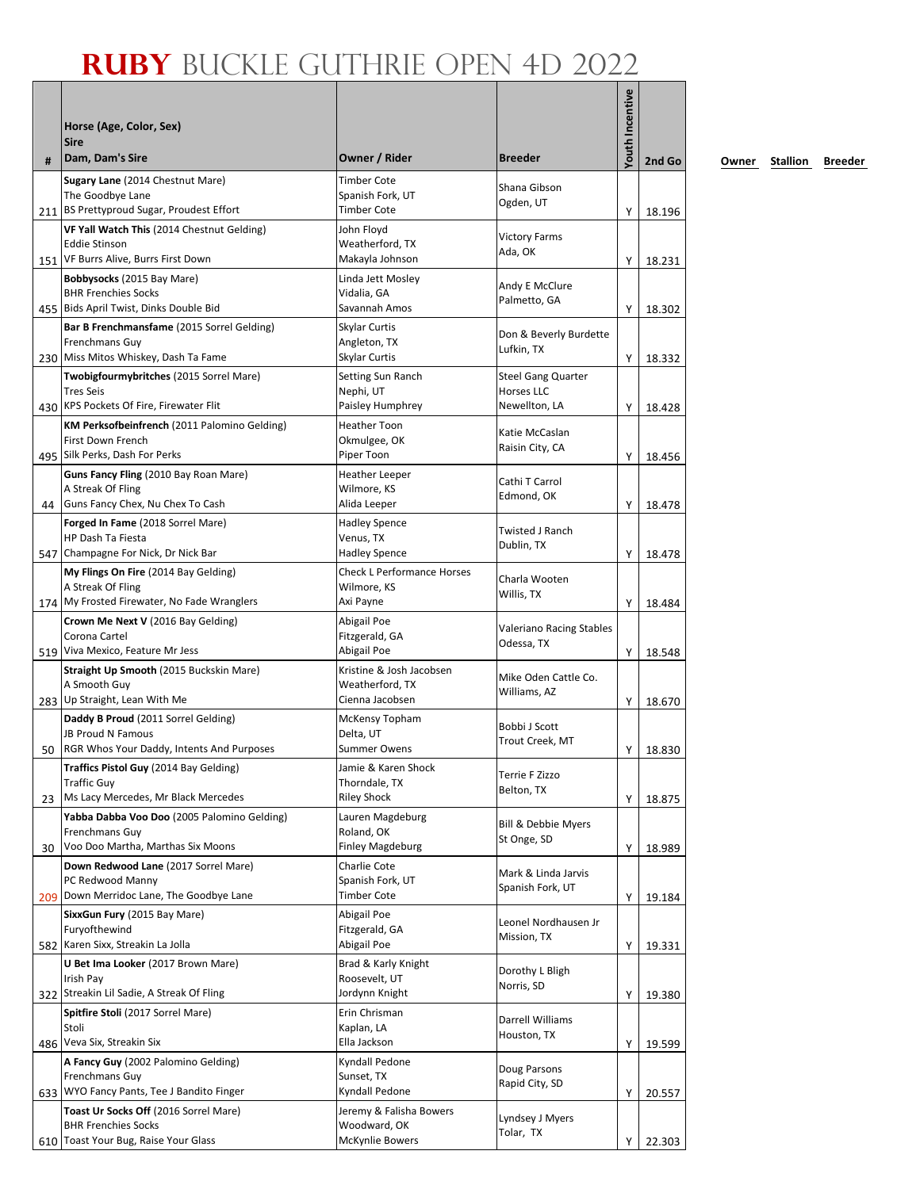# RUBY BUCKLE GUTHRIE OPEN 4D 2022

| # | Horse (Age, Color, Sex)<br>Sire<br>Dam, Dam's Sire | Owner / Rider | Breeder | Youth Incentive | 2nd Go | Owner | Stallion | Breeder |
|---|---|---|---|---|---|---|---|---|
| 211 | **Sugary Lane** (2014 Chestnut Mare)<br>The Goodbye Lane<br>BS Prettyproud Sugar, Proudest Effort | Timber Cote<br>Spanish Fork, UT<br>Timber Cote | Shana Gibson<br>Ogden, UT | Y | 18.196 | | | |
| 151 | **VF Yall Watch This** (2014 Chestnut Gelding)<br>Eddie Stinson<br>VF Burrs Alive, Burrs First Down | John Floyd<br>Weatherford, TX<br>Makayla Johnson | Victory Farms<br>Ada, OK | Y | 18.231 | | | |
| 455 | **Bobbysocks** (2015 Bay Mare)<br>BHR Frenchies Socks<br>Bids April Twist, Dinks Double Bid | Linda Jett Mosley<br>Vidalia, GA<br>Savannah Amos | Andy E McClure<br>Palmetto, GA | Y | 18.302 | | | |
| 230 | **Bar B Frenchmansfame** (2015 Sorrel Gelding)<br>Frenchmans Guy<br>Miss Mitos Whiskey, Dash Ta Fame | Skylar Curtis<br>Angleton, TX<br>Skylar Curtis | Don & Beverly Burdette<br>Lufkin, TX | Y | 18.332 | | | |
| 430 | **Twobigfourmybritches** (2015 Sorrel Mare)<br>Tres Seis<br>KPS Pockets Of Fire, Firewater Flit | Setting Sun Ranch<br>Nephi, UT<br>Paisley Humphrey | Steel Gang Quarter Horses LLC<br>Newellton, LA | Y | 18.428 | | | |
| 495 | **KM Perksofbeinfrench** (2011 Palomino Gelding)<br>First Down French<br>Silk Perks, Dash For Perks | Heather Toon<br>Okmulgee, OK<br>Piper Toon | Katie McCaslan<br>Raisin City, CA | Y | 18.456 | | | |
| 44 | **Guns Fancy Fling** (2010 Bay Roan Mare)<br>A Streak Of Fling<br>Guns Fancy Chex, Nu Chex To Cash | Heather Leeper<br>Wilmore, KS<br>Alida Leeper | Cathi T Carrol<br>Edmond, OK | Y | 18.478 | | | |
| 547 | **Forged In Fame** (2018 Sorrel Mare)<br>HP Dash Ta Fiesta<br>Champagne For Nick, Dr Nick Bar | Hadley Spence<br>Venus, TX<br>Hadley Spence | Twisted J Ranch<br>Dublin, TX | Y | 18.478 | | | |
| 174 | **My Flings On Fire** (2014 Bay Gelding)<br>A Streak Of Fling<br>My Frosted Firewater, No Fade Wranglers | Check L Performance Horses<br>Wilmore, KS<br>Axi Payne | Charla Wooten<br>Willis, TX | Y | 18.484 | | | |
| 519 | **Crown Me Next V** (2016 Bay Gelding)<br>Corona Cartel<br>Viva Mexico, Feature Mr Jess | Abigail Poe<br>Fitzgerald, GA<br>Abigail Poe | Valeriano Racing Stables<br>Odessa, TX | Y | 18.548 | | | |
| 283 | **Straight Up Smooth** (2015 Buckskin Mare)<br>A Smooth Guy<br>Up Straight, Lean With Me | Kristine & Josh Jacobsen<br>Weatherford, TX<br>Cienna Jacobsen | Mike Oden Cattle Co.<br>Williams, AZ | Y | 18.670 | | | |
| 50 | **Daddy B Proud** (2011 Sorrel Gelding)<br>JB Proud N Famous<br>RGR Whos Your Daddy, Intents And Purposes | McKensy Topham<br>Delta, UT<br>Summer Owens | Bobbi J Scott<br>Trout Creek, MT | Y | 18.830 | | | |
| 23 | **Traffics Pistol Guy** (2014 Bay Gelding)<br>Traffic Guy<br>Ms Lacy Mercedes, Mr Black Mercedes | Jamie & Karen Shock<br>Thorndale, TX<br>Riley Shock | Terrie F Zizzo<br>Belton, TX | Y | 18.875 | | | |
| 30 | **Yabba Dabba Voo Doo** (2005 Palomino Gelding)<br>Frenchmans Guy<br>Voo Doo Martha, Marthas Six Moons | Lauren Magdeburg<br>Roland, OK<br>Finley Magdeburg | Bill & Debbie Myers<br>St Onge, SD | Y | 18.989 | | | |
| 209 | **Down Redwood Lane** (2017 Sorrel Mare)<br>PC Redwood Manny<br>Down Merridoc Lane, The Goodbye Lane | Charlie Cote<br>Spanish Fork, UT<br>Timber Cote | Mark & Linda Jarvis<br>Spanish Fork, UT | Y | 19.184 | | | |
| 582 | **SixxGun Fury** (2015 Bay Mare)<br>Furyofthewind<br>Karen Sixx, Streakin La Jolla | Abigail Poe<br>Fitzgerald, GA<br>Abigail Poe | Leonel Nordhausen Jr<br>Mission, TX | Y | 19.331 | | | |
| 322 | **U Bet Ima Looker** (2017 Brown Mare)<br>Irish Pay<br>Streakin Lil Sadie, A Streak Of Fling | Brad & Karly Knight<br>Roosevelt, UT<br>Jordynn Knight | Dorothy L Bligh<br>Norris, SD | Y | 19.380 | | | |
| 486 | **Spitfire Stoli** (2017 Sorrel Mare)<br>Stoli<br>Veva Six, Streakin Six | Erin Chrisman<br>Kaplan, LA<br>Ella Jackson | Darrell Williams<br>Houston, TX | Y | 19.599 | | | |
| 633 | **A Fancy Guy** (2002 Palomino Gelding)<br>Frenchmans Guy<br>WYO Fancy Pants, Tee J Bandito Finger | Kyndall Pedone<br>Sunset, TX<br>Kyndall Pedone | Doug Parsons<br>Rapid City, SD | Y | 20.557 | | | |
| 610 | **Toast Ur Socks Off** (2016 Sorrel Mare)<br>BHR Frenchies Socks<br>Toast Your Bug, Raise Your Glass | Jeremy & Falisha Bowers<br>Woodward, OK<br>McKynlie Bowers | Lyndsey J Myers<br>Tolar, TX | Y | 22.303 | | | |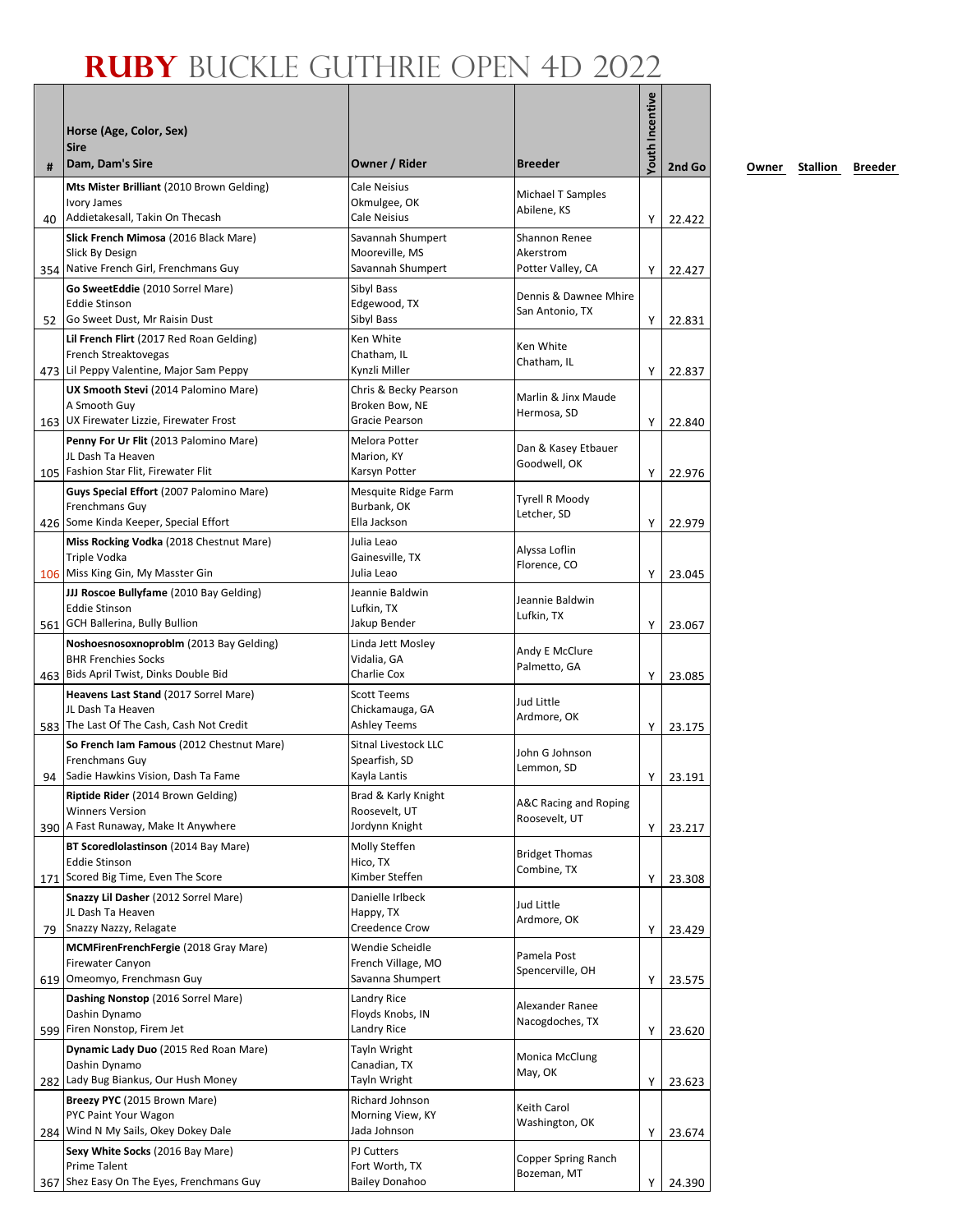# RUBY BUCKLE GUTHRIE OPEN 4D 2022

| # | Horse (Age, Color, Sex)<br>Sire<br>Dam, Dam's Sire | Owner / Rider | Breeder | Youth Incentive | 2nd Go | Owner | Stallion | Breeder |
|---|---|---|---|---|---|---|---|---|
| 40 | **Mts Mister Brilliant** (2010 Brown Gelding)<br>Ivory James<br>Addietakesall, Takin On Thecash | Cale Neisius<br>Okmulgee, OK<br>Cale Neisius | Michael T Samples<br>Abilene, KS | Y | 22.422 | | | |
| 354 | **Slick French Mimosa** (2016 Black Mare)<br>Slick By Design<br>Native French Girl, Frenchmans Guy | Savannah Shumpert<br>Mooreville, MS<br>Savannah Shumpert | Shannon Renee<br>Akerstrom<br>Potter Valley, CA | Y | 22.427 | | | |
| 52 | **Go SweetEddie** (2010 Sorrel Mare)<br>Eddie Stinson<br>Go Sweet Dust, Mr Raisin Dust | Sibyl Bass<br>Edgewood, TX<br>Sibyl Bass | Dennis & Dawnee Mhire<br>San Antonio, TX | Y | 22.831 | | | |
| 473 | **Lil French Flirt** (2017 Red Roan Gelding)<br>French Streaktovegas<br>Lil Peppy Valentine, Major Sam Peppy | Ken White<br>Chatham, IL<br>Kynzli Miller | Ken White<br>Chatham, IL | Y | 22.837 | | | |
| 163 | **UX Smooth Stevi** (2014 Palomino Mare)<br>A Smooth Guy<br>UX Firewater Lizzie, Firewater Frost | Chris & Becky Pearson<br>Broken Bow, NE<br>Gracie Pearson | Marlin & Jinx Maude<br>Hermosa, SD | Y | 22.840 | | | |
| 105 | **Penny For Ur Flit** (2013 Palomino Mare)<br>JL Dash Ta Heaven<br>Fashion Star Flit, Firewater Flit | Melora Potter<br>Marion, KY<br>Karsyn Potter | Dan & Kasey Etbauer<br>Goodwell, OK | Y | 22.976 | | | |
| 426 | **Guys Special Effort** (2007 Palomino Mare)<br>Frenchmans Guy<br>Some Kinda Keeper, Special Effort | Mesquite Ridge Farm<br>Burbank, OK<br>Ella Jackson | Tyrell R Moody<br>Letcher, SD | Y | 22.979 | | | |
| 106 | **Miss Rocking Vodka** (2018 Chestnut Mare)<br>Triple Vodka<br>Miss King Gin, My Masster Gin | Julia Leao<br>Gainesville, TX<br>Julia Leao | Alyssa Loflin<br>Florence, CO | Y | 23.045 | | | |
| 561 | **JJJ Roscoe Bullyfame** (2010 Bay Gelding)<br>Eddie Stinson<br>GCH Ballerina, Bully Bullion | Jeannie Baldwin<br>Lufkin, TX<br>Jakup Bender | Jeannie Baldwin<br>Lufkin, TX | Y | 23.067 | | | |
| 463 | **Noshoesnosoxnoproblm** (2013 Bay Gelding)<br>BHR Frenchies Socks<br>Bids April Twist, Dinks Double Bid | Linda Jett Mosley<br>Vidalia, GA<br>Charlie Cox | Andy E McClure<br>Palmetto, GA | Y | 23.085 | | | |
| 583 | **Heavens Last Stand** (2017 Sorrel Mare)<br>JL Dash Ta Heaven<br>The Last Of The Cash, Cash Not Credit | Scott Teems<br>Chickamauga, GA<br>Ashley Teems | Jud Little<br>Ardmore, OK | Y | 23.175 | | | |
| 94 | **So French Iam Famous** (2012 Chestnut Mare)<br>Frenchmans Guy<br>Sadie Hawkins Vision, Dash Ta Fame | Sitnal Livestock LLC<br>Spearfish, SD<br>Kayla Lantis | John G Johnson<br>Lemmon, SD | Y | 23.191 | | | |
| 390 | **Riptide Rider** (2014 Brown Gelding)<br>Winners Version<br>A Fast Runaway, Make It Anywhere | Brad & Karly Knight<br>Roosevelt, UT<br>Jordynn Knight | A&C Racing and Roping<br>Roosevelt, UT | Y | 23.217 | | | |
| 171 | **BT Scoredlolastinson** (2014 Bay Mare)<br>Eddie Stinson<br>Scored Big Time, Even The Score | Molly Steffen<br>Hico, TX<br>Kimber Steffen | Bridget Thomas<br>Combine, TX | Y | 23.308 | | | |
| 79 | **Snazzy Lil Dasher** (2012 Sorrel Mare)<br>JL Dash Ta Heaven<br>Snazzy Nazzy, Relagate | Danielle Irlbeck<br>Happy, TX<br>Creedence Crow | Jud Little<br>Ardmore, OK | Y | 23.429 | | | |
| 619 | **MCMFirenFrenchFergie** (2018 Gray Mare)<br>Firewater Canyon<br>Omeomyo, Frenchmasn Guy | Wendie Scheidle<br>French Village, MO<br>Savanna Shumpert | Pamela Post<br>Spencerville, OH | Y | 23.575 | | | |
| 599 | **Dashing Nonstop** (2016 Sorrel Mare)<br>Dashin Dynamo<br>Firen Nonstop, Firem Jet | Landry Rice<br>Floyds Knobs, IN<br>Landry Rice | Alexander Ranee<br>Nacogdoches, TX | Y | 23.620 | | | |
| 282 | **Dynamic Lady Duo** (2015 Red Roan Mare)<br>Dashin Dynamo<br>Lady Bug Biankus, Our Hush Money | Tayln Wright<br>Canadian, TX<br>Tayln Wright | Monica McClung<br>May, OK | Y | 23.623 | | | |
| 284 | **Breezy PYC** (2015 Brown Mare)<br>PYC Paint Your Wagon<br>Wind N My Sails, Okey Dokey Dale | Richard Johnson<br>Morning View, KY<br>Jada Johnson | Keith Carol<br>Washington, OK | Y | 23.674 | | | |
| 367 | **Sexy White Socks** (2016 Bay Mare)<br>Prime Talent<br>Shez Easy On The Eyes, Frenchmans Guy | PJ Cutters<br>Fort Worth, TX<br>Bailey Donahoo | Copper Spring Ranch<br>Bozeman, MT | Y | 24.390 | | | |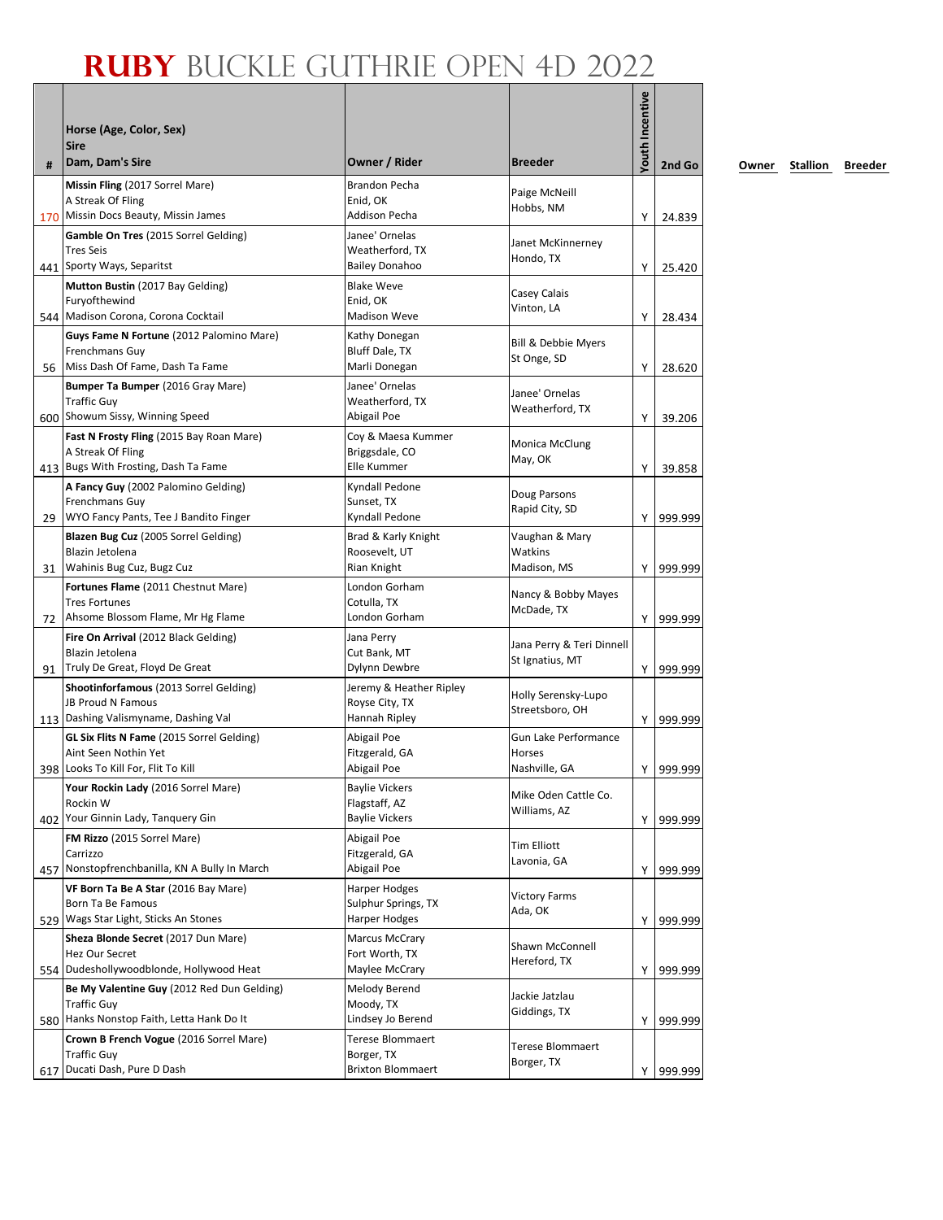# RUBY BUCKLE GUTHRIE OPEN 4D 2022

| # | Horse (Age, Color, Sex)<br>Sire<br>Dam, Dam's Sire | Owner / Rider | Breeder | Youth Incentive | 2nd Go | Owner | Stallion | Breeder |
|---|---|---|---|---|---|---|---|---|
| 170 | **Missin Fling** (2017 Sorrel Mare)<br>A Streak Of Fling<br>Missin Docs Beauty, Missin James | Brandon Pecha<br>Enid, OK<br>Addison Pecha | Paige McNeill<br>Hobbs, NM | Y | 24.839 | | | |
| 441 | **Gamble On Tres** (2015 Sorrel Gelding)<br>Tres Seis<br>Sporty Ways, Separitst | Janee' Ornelas<br>Weatherford, TX<br>Bailey Donahoo | Janet McKinnerney<br>Hondo, TX | Y | 25.420 | | | |
| 544 | **Mutton Bustin** (2017 Bay Gelding)<br>Furyofthewind<br>Madison Corona, Corona Cocktail | Blake Weve<br>Enid, OK<br>Madison Weve | Casey Calais<br>Vinton, LA | Y | 28.434 | | | |
| 56 | **Guys Fame N Fortune** (2012 Palomino Mare)<br>Frenchmans Guy<br>Miss Dash Of Fame, Dash Ta Fame | Kathy Donegan<br>Bluff Dale, TX<br>Marli Donegan | Bill & Debbie Myers<br>St Onge, SD | Y | 28.620 | | | |
| 600 | **Bumper Ta Bumper** (2016 Gray Mare)<br>Traffic Guy<br>Showum Sissy, Winning Speed | Janee' Ornelas<br>Weatherford, TX<br>Abigail Poe | Janee' Ornelas<br>Weatherford, TX | Y | 39.206 | | | |
| 413 | **Fast N Frosty Fling** (2015 Bay Roan Mare)<br>A Streak Of Fling<br>Bugs With Frosting, Dash Ta Fame | Coy & Maesa Kummer<br>Briggsdale, CO<br>Elle Kummer | Monica McClung<br>May, OK | Y | 39.858 | | | |
| 29 | **A Fancy Guy** (2002 Palomino Gelding)<br>Frenchmans Guy<br>WYO Fancy Pants, Tee J Bandito Finger | Kyndall Pedone<br>Sunset, TX<br>Kyndall Pedone | Doug Parsons<br>Rapid City, SD | Y | 999.999 | | | |
| 31 | **Blazen Bug Cuz** (2005 Sorrel Gelding)<br>Blazin Jetolena<br>Wahinis Bug Cuz, Bugz Cuz | Brad & Karly Knight<br>Roosevelt, UT<br>Rian Knight | Vaughan & Mary Watkins<br>Madison, MS | Y | 999.999 | | | |
| 72 | **Fortunes Flame** (2011 Chestnut Mare)<br>Tres Fortunes<br>Ahsome Blossom Flame, Mr Hg Flame | London Gorham<br>Cotulla, TX<br>London Gorham | Nancy & Bobby Mayes<br>McDade, TX | Y | 999.999 | | | |
| 91 | **Fire On Arrival** (2012 Black Gelding)<br>Blazin Jetolena<br>Truly De Great, Floyd De Great | Jana Perry<br>Cut Bank, MT<br>Dylynn Dewbre | Jana Perry & Teri Dinnell<br>St Ignatius, MT | Y | 999.999 | | | |
| 113 | **Shootinforfamous** (2013 Sorrel Gelding)<br>JB Proud N Famous<br>Dashing Valismyname, Dashing Val | Jeremy & Heather Ripley<br>Royse City, TX<br>Hannah Ripley | Holly Serensky-Lupo<br>Streetsboro, OH | Y | 999.999 | | | |
| 398 | **GL Six Flits N Fame** (2015 Sorrel Gelding)<br>Aint Seen Nothin Yet<br>Looks To Kill For, Flit To Kill | Abigail Poe<br>Fitzgerald, GA<br>Abigail Poe | Gun Lake Performance Horses<br>Nashville, GA | Y | 999.999 | | | |
| 402 | **Your Rockin Lady** (2016 Sorrel Mare)<br>Rockin W<br>Your Ginnin Lady, Tanquery Gin | Baylie Vickers<br>Flagstaff, AZ<br>Baylie Vickers | Mike Oden Cattle Co.<br>Williams, AZ | Y | 999.999 | | | |
| 457 | **FM Rizzo** (2015 Sorrel Mare)<br>Carrizzo<br>Nonstopfrenchbanilla, KN A Bully In March | Abigail Poe<br>Fitzgerald, GA<br>Abigail Poe | Tim Elliott<br>Lavonia, GA | Y | 999.999 | | | |
| 529 | **VF Born Ta Be A Star** (2016 Bay Mare)<br>Born Ta Be Famous<br>Wags Star Light, Sticks An Stones | Harper Hodges<br>Sulphur Springs, TX<br>Harper Hodges | Victory Farms<br>Ada, OK | Y | 999.999 | | | |
| 554 | **Sheza Blonde Secret** (2017 Dun Mare)<br>Hez Our Secret<br>Dudeshollywoodblonde, Hollywood Heat | Marcus McCrary<br>Fort Worth, TX<br>Maylee McCrary | Shawn McConnell<br>Hereford, TX | Y | 999.999 | | | |
| 580 | **Be My Valentine Guy** (2012 Red Dun Gelding)<br>Traffic Guy<br>Hanks Nonstop Faith, Letta Hank Do It | Melody Berend<br>Moody, TX<br>Lindsey Jo Berend | Jackie Jatzlau<br>Giddings, TX | Y | 999.999 | | | |
| 617 | **Crown B French Vogue** (2016 Sorrel Mare)<br>Traffic Guy<br>Ducati Dash, Pure D Dash | Terese Blommaert<br>Borger, TX<br>Brixton Blommaert | Terese Blommaert<br>Borger, TX | Y | 999.999 | | | |